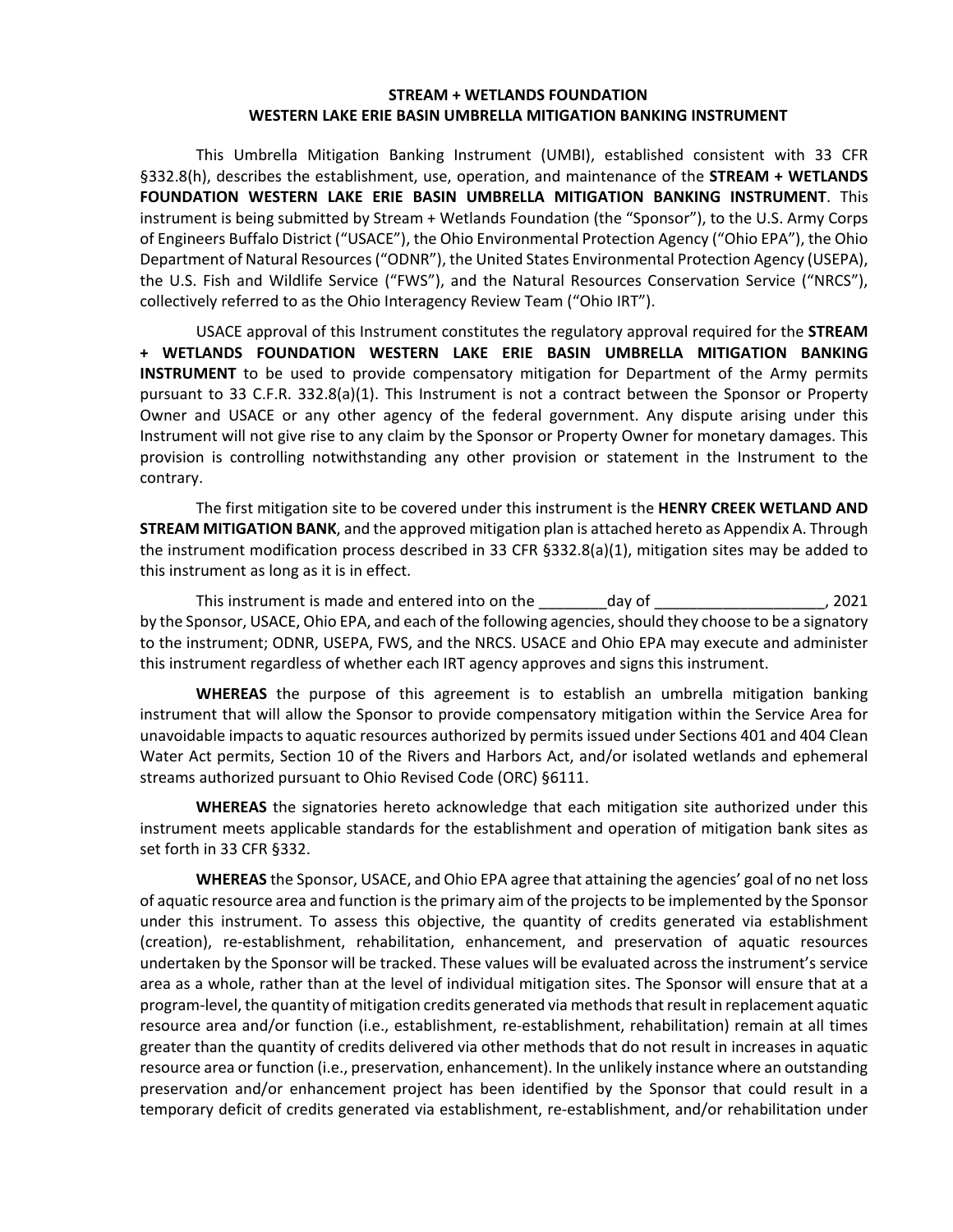**STREAM + WETLANDS FOUNDATION**
**WESTERN LAKE ERIE BASIN UMBRELLA MITIGATION BANKING INSTRUMENT**

This Umbrella Mitigation Banking Instrument (UMBI), established consistent with 33 CFR §332.8(h), describes the establishment, use, operation, and maintenance of the **STREAM + WETLANDS FOUNDATION WESTERN LAKE ERIE BASIN UMBRELLA MITIGATION BANKING INSTRUMENT**. This instrument is being submitted by Stream + Wetlands Foundation (the "Sponsor"), to the U.S. Army Corps of Engineers Buffalo District ("USACE"), the Ohio Environmental Protection Agency ("Ohio EPA"), the Ohio Department of Natural Resources ("ODNR"), the United States Environmental Protection Agency (USEPA), the U.S. Fish and Wildlife Service ("FWS"), and the Natural Resources Conservation Service ("NRCS"), collectively referred to as the Ohio Interagency Review Team ("Ohio IRT").

USACE approval of this Instrument constitutes the regulatory approval required for the **STREAM + WETLANDS FOUNDATION WESTERN LAKE ERIE BASIN UMBRELLA MITIGATION BANKING INSTRUMENT** to be used to provide compensatory mitigation for Department of the Army permits pursuant to 33 C.F.R. 332.8(a)(1). This Instrument is not a contract between the Sponsor or Property Owner and USACE or any other agency of the federal government. Any dispute arising under this Instrument will not give rise to any claim by the Sponsor or Property Owner for monetary damages. This provision is controlling notwithstanding any other provision or statement in the Instrument to the contrary.

The first mitigation site to be covered under this instrument is the **HENRY CREEK WETLAND AND STREAM MITIGATION BANK**, and the approved mitigation plan is attached hereto as Appendix A. Through the instrument modification process described in 33 CFR §332.8(a)(1), mitigation sites may be added to this instrument as long as it is in effect.

This instrument is made and entered into on the ________day of ____________________, 2021 by the Sponsor, USACE, Ohio EPA, and each of the following agencies, should they choose to be a signatory to the instrument; ODNR, USEPA, FWS, and the NRCS. USACE and Ohio EPA may execute and administer this instrument regardless of whether each IRT agency approves and signs this instrument.

**WHEREAS** the purpose of this agreement is to establish an umbrella mitigation banking instrument that will allow the Sponsor to provide compensatory mitigation within the Service Area for unavoidable impacts to aquatic resources authorized by permits issued under Sections 401 and 404 Clean Water Act permits, Section 10 of the Rivers and Harbors Act, and/or isolated wetlands and ephemeral streams authorized pursuant to Ohio Revised Code (ORC) §6111.

**WHEREAS** the signatories hereto acknowledge that each mitigation site authorized under this instrument meets applicable standards for the establishment and operation of mitigation bank sites as set forth in 33 CFR §332.

**WHEREAS** the Sponsor, USACE, and Ohio EPA agree that attaining the agencies' goal of no net loss of aquatic resource area and function is the primary aim of the projects to be implemented by the Sponsor under this instrument. To assess this objective, the quantity of credits generated via establishment (creation), re-establishment, rehabilitation, enhancement, and preservation of aquatic resources undertaken by the Sponsor will be tracked. These values will be evaluated across the instrument's service area as a whole, rather than at the level of individual mitigation sites. The Sponsor will ensure that at a program-level, the quantity of mitigation credits generated via methods that result in replacement aquatic resource area and/or function (i.e., establishment, re-establishment, rehabilitation) remain at all times greater than the quantity of credits delivered via other methods that do not result in increases in aquatic resource area or function (i.e., preservation, enhancement). In the unlikely instance where an outstanding preservation and/or enhancement project has been identified by the Sponsor that could result in a temporary deficit of credits generated via establishment, re-establishment, and/or rehabilitation under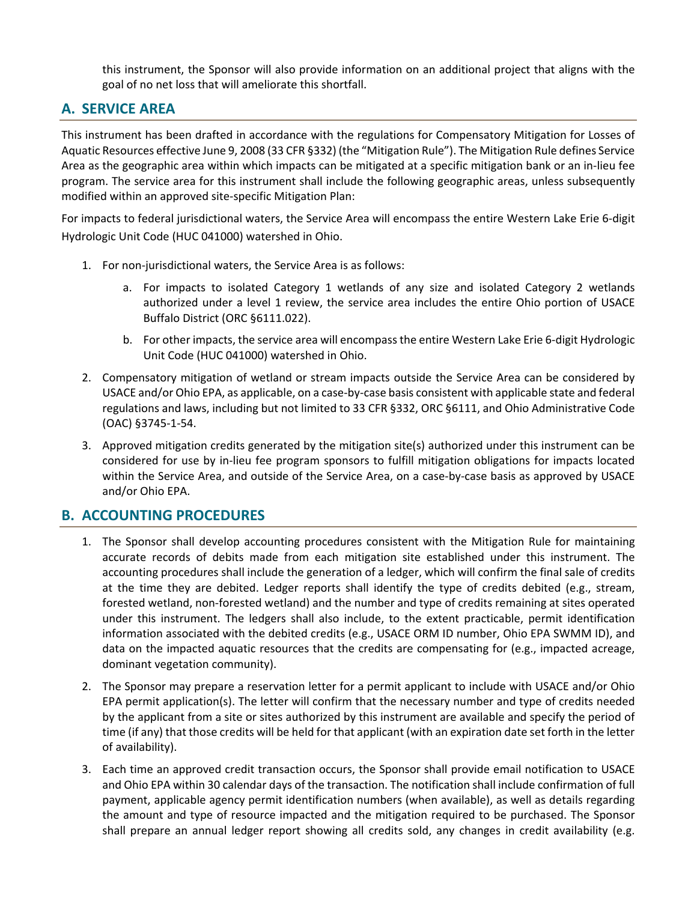this instrument, the Sponsor will also provide information on an additional project that aligns with the goal of no net loss that will ameliorate this shortfall.

## A. SERVICE AREA

This instrument has been drafted in accordance with the regulations for Compensatory Mitigation for Losses of Aquatic Resources effective June 9, 2008 (33 CFR §332) (the "Mitigation Rule"). The Mitigation Rule defines Service Area as the geographic area within which impacts can be mitigated at a specific mitigation bank or an in-lieu fee program. The service area for this instrument shall include the following geographic areas, unless subsequently modified within an approved site-specific Mitigation Plan:

For impacts to federal jurisdictional waters, the Service Area will encompass the entire Western Lake Erie 6-digit Hydrologic Unit Code (HUC 041000) watershed in Ohio.

1. For non-jurisdictional waters, the Service Area is as follows:
   a. For impacts to isolated Category 1 wetlands of any size and isolated Category 2 wetlands authorized under a level 1 review, the service area includes the entire Ohio portion of USACE Buffalo District (ORC §6111.022).
   b. For other impacts, the service area will encompass the entire Western Lake Erie 6-digit Hydrologic Unit Code (HUC 041000) watershed in Ohio.
2. Compensatory mitigation of wetland or stream impacts outside the Service Area can be considered by USACE and/or Ohio EPA, as applicable, on a case-by-case basis consistent with applicable state and federal regulations and laws, including but not limited to 33 CFR §332, ORC §6111, and Ohio Administrative Code (OAC) §3745-1-54.
3. Approved mitigation credits generated by the mitigation site(s) authorized under this instrument can be considered for use by in-lieu fee program sponsors to fulfill mitigation obligations for impacts located within the Service Area, and outside of the Service Area, on a case-by-case basis as approved by USACE and/or Ohio EPA.

## B. ACCOUNTING PROCEDURES

1. The Sponsor shall develop accounting procedures consistent with the Mitigation Rule for maintaining accurate records of debits made from each mitigation site established under this instrument. The accounting procedures shall include the generation of a ledger, which will confirm the final sale of credits at the time they are debited. Ledger reports shall identify the type of credits debited (e.g., stream, forested wetland, non-forested wetland) and the number and type of credits remaining at sites operated under this instrument. The ledgers shall also include, to the extent practicable, permit identification information associated with the debited credits (e.g., USACE ORM ID number, Ohio EPA SWMM ID), and data on the impacted aquatic resources that the credits are compensating for (e.g., impacted acreage, dominant vegetation community).
2. The Sponsor may prepare a reservation letter for a permit applicant to include with USACE and/or Ohio EPA permit application(s). The letter will confirm that the necessary number and type of credits needed by the applicant from a site or sites authorized by this instrument are available and specify the period of time (if any) that those credits will be held for that applicant (with an expiration date set forth in the letter of availability).
3. Each time an approved credit transaction occurs, the Sponsor shall provide email notification to USACE and Ohio EPA within 30 calendar days of the transaction. The notification shall include confirmation of full payment, applicable agency permit identification numbers (when available), as well as details regarding the amount and type of resource impacted and the mitigation required to be purchased. The Sponsor shall prepare an annual ledger report showing all credits sold, any changes in credit availability (e.g.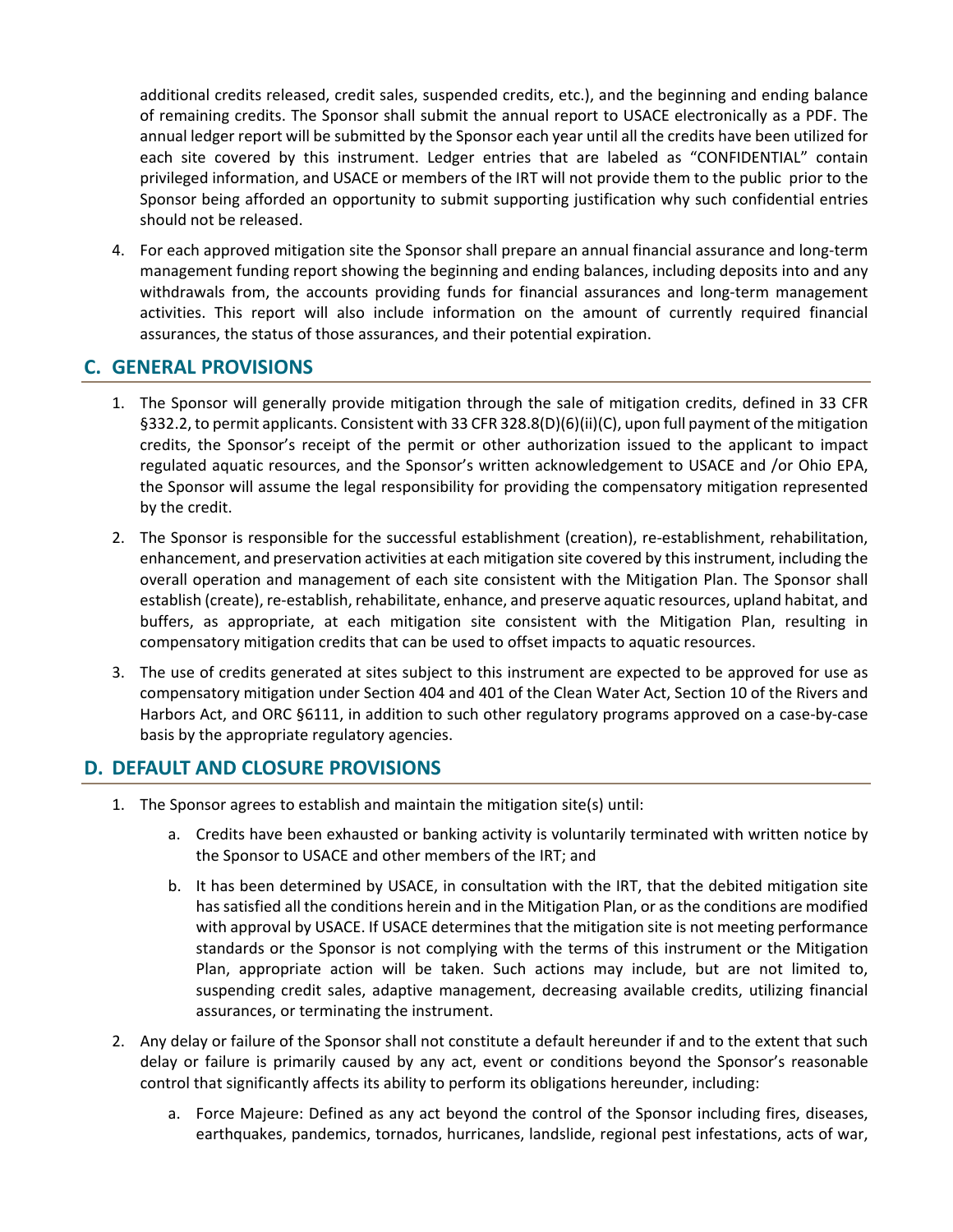additional credits released, credit sales, suspended credits, etc.), and the beginning and ending balance of remaining credits. The Sponsor shall submit the annual report to USACE electronically as a PDF. The annual ledger report will be submitted by the Sponsor each year until all the credits have been utilized for each site covered by this instrument. Ledger entries that are labeled as "CONFIDENTIAL" contain privileged information, and USACE or members of the IRT will not provide them to the public prior to the Sponsor being afforded an opportunity to submit supporting justification why such confidential entries should not be released.

4. For each approved mitigation site the Sponsor shall prepare an annual financial assurance and long-term management funding report showing the beginning and ending balances, including deposits into and any withdrawals from, the accounts providing funds for financial assurances and long-term management activities. This report will also include information on the amount of currently required financial assurances, the status of those assurances, and their potential expiration.

## C. GENERAL PROVISIONS

1. The Sponsor will generally provide mitigation through the sale of mitigation credits, defined in 33 CFR §332.2, to permit applicants. Consistent with 33 CFR 328.8(D)(6)(ii)(C), upon full payment of the mitigation credits, the Sponsor's receipt of the permit or other authorization issued to the applicant to impact regulated aquatic resources, and the Sponsor's written acknowledgement to USACE and /or Ohio EPA, the Sponsor will assume the legal responsibility for providing the compensatory mitigation represented by the credit.
2. The Sponsor is responsible for the successful establishment (creation), re-establishment, rehabilitation, enhancement, and preservation activities at each mitigation site covered by this instrument, including the overall operation and management of each site consistent with the Mitigation Plan. The Sponsor shall establish (create), re-establish, rehabilitate, enhance, and preserve aquatic resources, upland habitat, and buffers, as appropriate, at each mitigation site consistent with the Mitigation Plan, resulting in compensatory mitigation credits that can be used to offset impacts to aquatic resources.
3. The use of credits generated at sites subject to this instrument are expected to be approved for use as compensatory mitigation under Section 404 and 401 of the Clean Water Act, Section 10 of the Rivers and Harbors Act, and ORC §6111, in addition to such other regulatory programs approved on a case-by-case basis by the appropriate regulatory agencies.

## D. DEFAULT AND CLOSURE PROVISIONS

1. The Sponsor agrees to establish and maintain the mitigation site(s) until:
   a. Credits have been exhausted or banking activity is voluntarily terminated with written notice by the Sponsor to USACE and other members of the IRT; and
   b. It has been determined by USACE, in consultation with the IRT, that the debited mitigation site has satisfied all the conditions herein and in the Mitigation Plan, or as the conditions are modified with approval by USACE. If USACE determines that the mitigation site is not meeting performance standards or the Sponsor is not complying with the terms of this instrument or the Mitigation Plan, appropriate action will be taken. Such actions may include, but are not limited to, suspending credit sales, adaptive management, decreasing available credits, utilizing financial assurances, or terminating the instrument.
2. Any delay or failure of the Sponsor shall not constitute a default hereunder if and to the extent that such delay or failure is primarily caused by any act, event or conditions beyond the Sponsor's reasonable control that significantly affects its ability to perform its obligations hereunder, including:
   a. Force Majeure: Defined as any act beyond the control of the Sponsor including fires, diseases, earthquakes, pandemics, tornados, hurricanes, landslide, regional pest infestations, acts of war,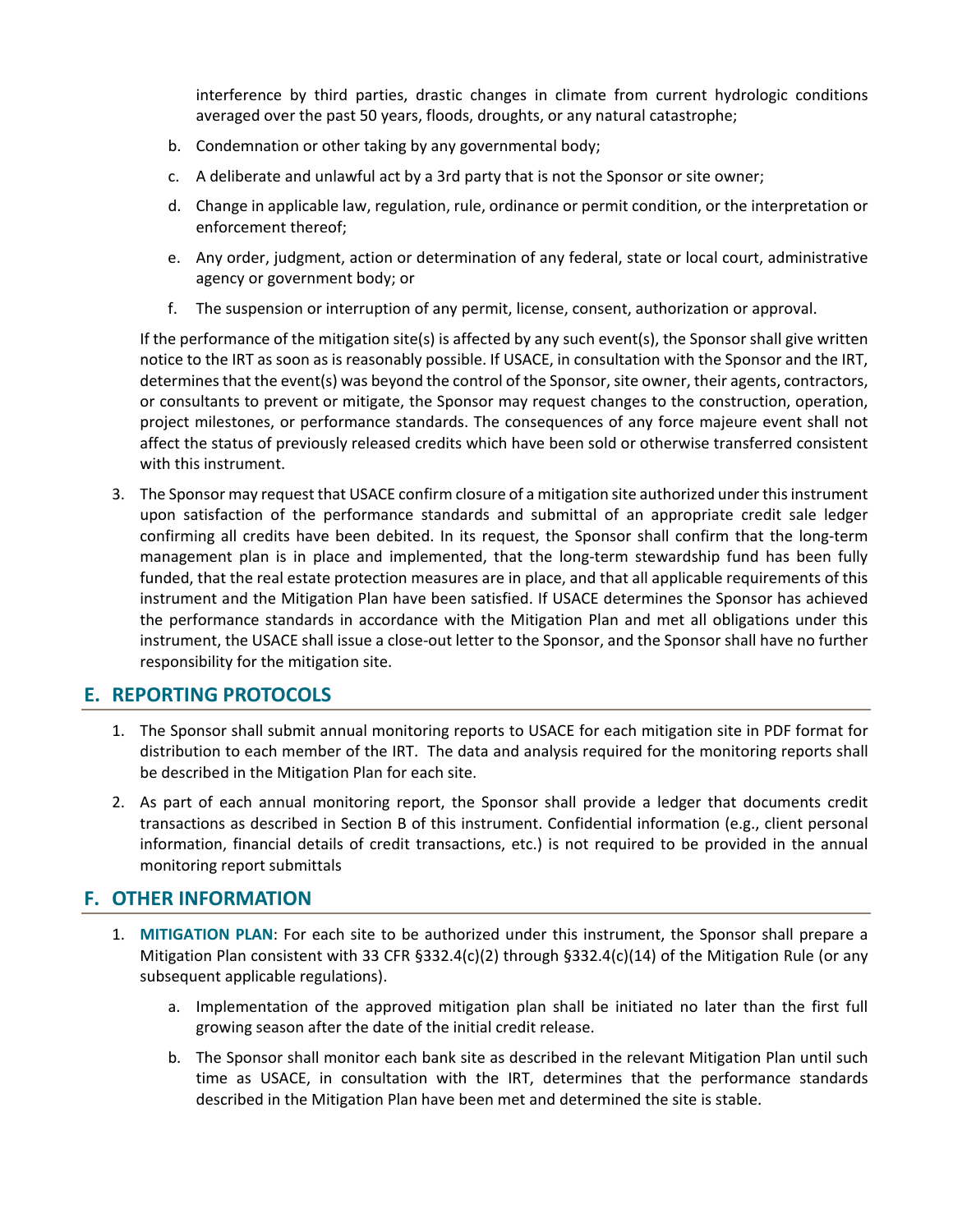interference by third parties, drastic changes in climate from current hydrologic conditions averaged over the past 50 years, floods, droughts, or any natural catastrophe;

b. Condemnation or other taking by any governmental body;

c. A deliberate and unlawful act by a 3rd party that is not the Sponsor or site owner;

d. Change in applicable law, regulation, rule, ordinance or permit condition, or the interpretation or enforcement thereof;

e. Any order, judgment, action or determination of any federal, state or local court, administrative agency or government body; or

f. The suspension or interruption of any permit, license, consent, authorization or approval.

If the performance of the mitigation site(s) is affected by any such event(s), the Sponsor shall give written notice to the IRT as soon as is reasonably possible. If USACE, in consultation with the Sponsor and the IRT, determines that the event(s) was beyond the control of the Sponsor, site owner, their agents, contractors, or consultants to prevent or mitigate, the Sponsor may request changes to the construction, operation, project milestones, or performance standards. The consequences of any force majeure event shall not affect the status of previously released credits which have been sold or otherwise transferred consistent with this instrument.

3. The Sponsor may request that USACE confirm closure of a mitigation site authorized under this instrument upon satisfaction of the performance standards and submittal of an appropriate credit sale ledger confirming all credits have been debited. In its request, the Sponsor shall confirm that the long-term management plan is in place and implemented, that the long-term stewardship fund has been fully funded, that the real estate protection measures are in place, and that all applicable requirements of this instrument and the Mitigation Plan have been satisfied. If USACE determines the Sponsor has achieved the performance standards in accordance with the Mitigation Plan and met all obligations under this instrument, the USACE shall issue a close-out letter to the Sponsor, and the Sponsor shall have no further responsibility for the mitigation site.

## E. REPORTING PROTOCOLS

1. The Sponsor shall submit annual monitoring reports to USACE for each mitigation site in PDF format for distribution to each member of the IRT. The data and analysis required for the monitoring reports shall be described in the Mitigation Plan for each site.

2. As part of each annual monitoring report, the Sponsor shall provide a ledger that documents credit transactions as described in Section B of this instrument. Confidential information (e.g., client personal information, financial details of credit transactions, etc.) is not required to be provided in the annual monitoring report submittals

## F. OTHER INFORMATION

1. **MITIGATION PLAN**: For each site to be authorized under this instrument, the Sponsor shall prepare a Mitigation Plan consistent with 33 CFR §332.4(c)(2) through §332.4(c)(14) of the Mitigation Rule (or any subsequent applicable regulations).

   a. Implementation of the approved mitigation plan shall be initiated no later than the first full growing season after the date of the initial credit release.

   b. The Sponsor shall monitor each bank site as described in the relevant Mitigation Plan until such time as USACE, in consultation with the IRT, determines that the performance standards described in the Mitigation Plan have been met and determined the site is stable.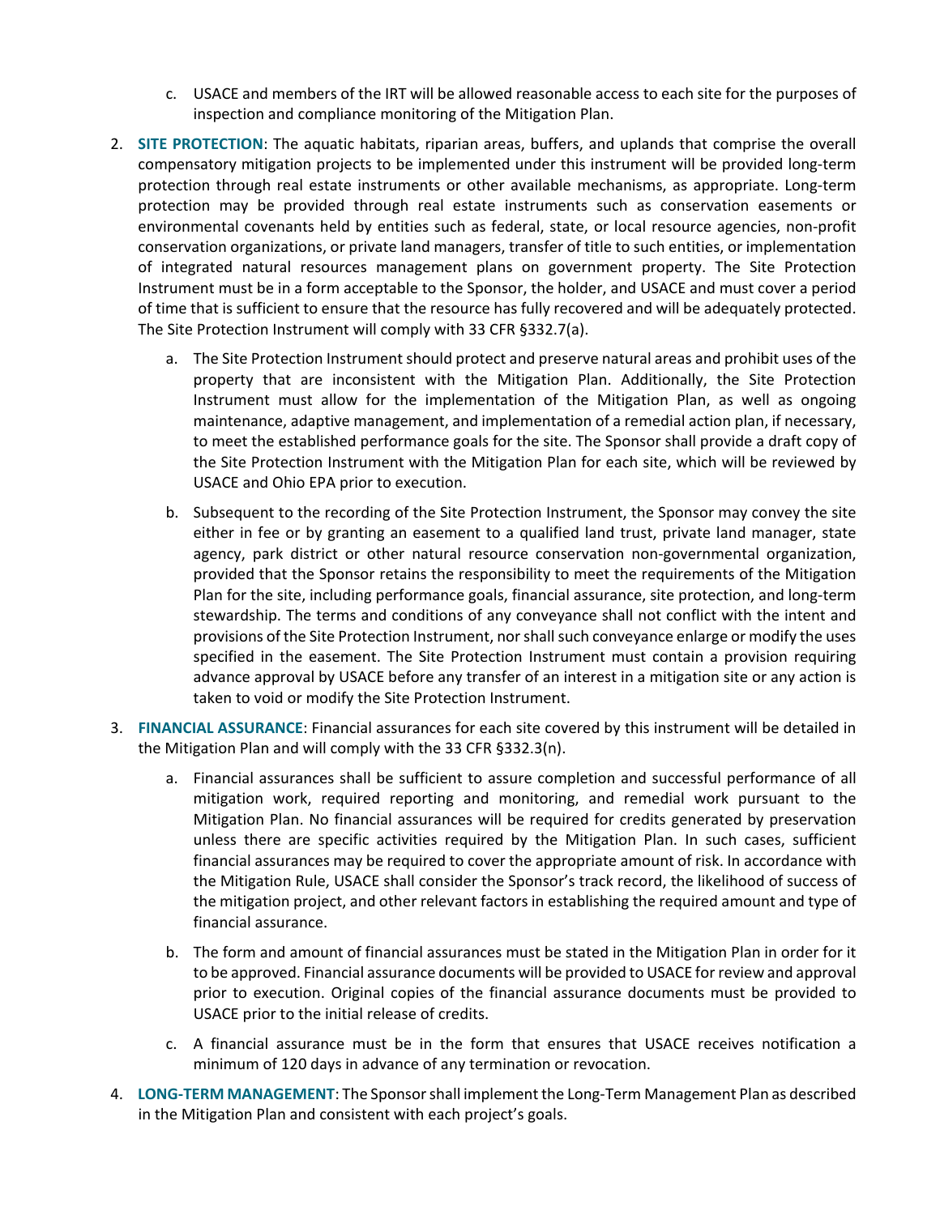c. USACE and members of the IRT will be allowed reasonable access to each site for the purposes of inspection and compliance monitoring of the Mitigation Plan.

2. **SITE PROTECTION**: The aquatic habitats, riparian areas, buffers, and uplands that comprise the overall compensatory mitigation projects to be implemented under this instrument will be provided long-term protection through real estate instruments or other available mechanisms, as appropriate. Long-term protection may be provided through real estate instruments such as conservation easements or environmental covenants held by entities such as federal, state, or local resource agencies, non-profit conservation organizations, or private land managers, transfer of title to such entities, or implementation of integrated natural resources management plans on government property. The Site Protection Instrument must be in a form acceptable to the Sponsor, the holder, and USACE and must cover a period of time that is sufficient to ensure that the resource has fully recovered and will be adequately protected. The Site Protection Instrument will comply with 33 CFR §332.7(a).

   a. The Site Protection Instrument should protect and preserve natural areas and prohibit uses of the property that are inconsistent with the Mitigation Plan. Additionally, the Site Protection Instrument must allow for the implementation of the Mitigation Plan, as well as ongoing maintenance, adaptive management, and implementation of a remedial action plan, if necessary, to meet the established performance goals for the site. The Sponsor shall provide a draft copy of the Site Protection Instrument with the Mitigation Plan for each site, which will be reviewed by USACE and Ohio EPA prior to execution.

   b. Subsequent to the recording of the Site Protection Instrument, the Sponsor may convey the site either in fee or by granting an easement to a qualified land trust, private land manager, state agency, park district or other natural resource conservation non-governmental organization, provided that the Sponsor retains the responsibility to meet the requirements of the Mitigation Plan for the site, including performance goals, financial assurance, site protection, and long-term stewardship. The terms and conditions of any conveyance shall not conflict with the intent and provisions of the Site Protection Instrument, nor shall such conveyance enlarge or modify the uses specified in the easement. The Site Protection Instrument must contain a provision requiring advance approval by USACE before any transfer of an interest in a mitigation site or any action is taken to void or modify the Site Protection Instrument.

3. **FINANCIAL ASSURANCE**: Financial assurances for each site covered by this instrument will be detailed in the Mitigation Plan and will comply with the 33 CFR §332.3(n).

   a. Financial assurances shall be sufficient to assure completion and successful performance of all mitigation work, required reporting and monitoring, and remedial work pursuant to the Mitigation Plan. No financial assurances will be required for credits generated by preservation unless there are specific activities required by the Mitigation Plan. In such cases, sufficient financial assurances may be required to cover the appropriate amount of risk. In accordance with the Mitigation Rule, USACE shall consider the Sponsor's track record, the likelihood of success of the mitigation project, and other relevant factors in establishing the required amount and type of financial assurance.

   b. The form and amount of financial assurances must be stated in the Mitigation Plan in order for it to be approved. Financial assurance documents will be provided to USACE for review and approval prior to execution. Original copies of the financial assurance documents must be provided to USACE prior to the initial release of credits.

   c. A financial assurance must be in the form that ensures that USACE receives notification a minimum of 120 days in advance of any termination or revocation.

4. **LONG-TERM MANAGEMENT**: The Sponsor shall implement the Long-Term Management Plan as described in the Mitigation Plan and consistent with each project's goals.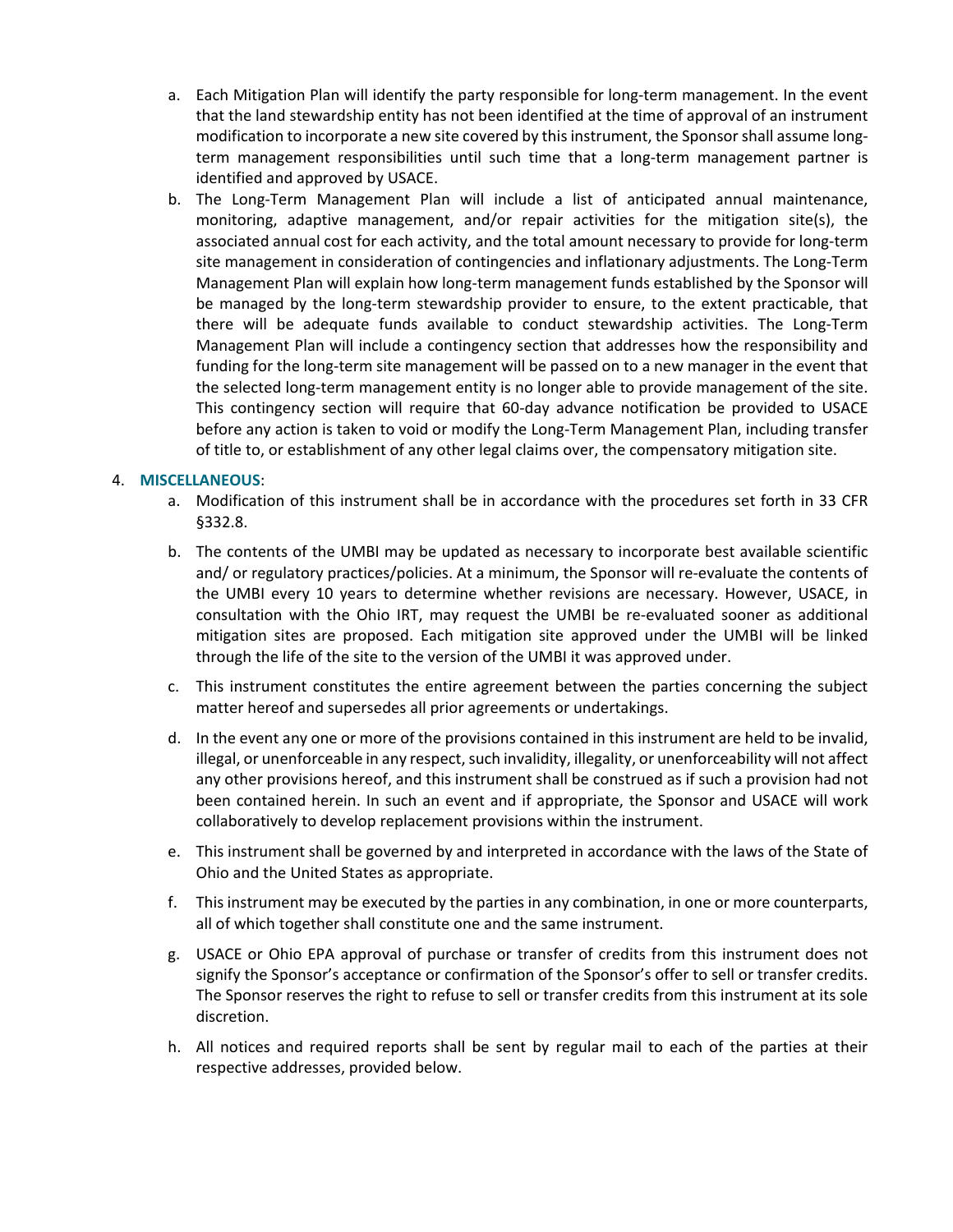a. Each Mitigation Plan will identify the party responsible for long-term management. In the event that the land stewardship entity has not been identified at the time of approval of an instrument modification to incorporate a new site covered by this instrument, the Sponsor shall assume long-term management responsibilities until such time that a long-term management partner is identified and approved by USACE.

b. The Long-Term Management Plan will include a list of anticipated annual maintenance, monitoring, adaptive management, and/or repair activities for the mitigation site(s), the associated annual cost for each activity, and the total amount necessary to provide for long-term site management in consideration of contingencies and inflationary adjustments. The Long-Term Management Plan will explain how long-term management funds established by the Sponsor will be managed by the long-term stewardship provider to ensure, to the extent practicable, that there will be adequate funds available to conduct stewardship activities. The Long-Term Management Plan will include a contingency section that addresses how the responsibility and funding for the long-term site management will be passed on to a new manager in the event that the selected long-term management entity is no longer able to provide management of the site. This contingency section will require that 60-day advance notification be provided to USACE before any action is taken to void or modify the Long-Term Management Plan, including transfer of title to, or establishment of any other legal claims over, the compensatory mitigation site.

4. **MISCELLANEOUS**:

a. Modification of this instrument shall be in accordance with the procedures set forth in 33 CFR §332.8.

b. The contents of the UMBI may be updated as necessary to incorporate best available scientific and/ or regulatory practices/policies. At a minimum, the Sponsor will re-evaluate the contents of the UMBI every 10 years to determine whether revisions are necessary. However, USACE, in consultation with the Ohio IRT, may request the UMBI be re-evaluated sooner as additional mitigation sites are proposed. Each mitigation site approved under the UMBI will be linked through the life of the site to the version of the UMBI it was approved under.

c. This instrument constitutes the entire agreement between the parties concerning the subject matter hereof and supersedes all prior agreements or undertakings.

d. In the event any one or more of the provisions contained in this instrument are held to be invalid, illegal, or unenforceable in any respect, such invalidity, illegality, or unenforceability will not affect any other provisions hereof, and this instrument shall be construed as if such a provision had not been contained herein. In such an event and if appropriate, the Sponsor and USACE will work collaboratively to develop replacement provisions within the instrument.

e. This instrument shall be governed by and interpreted in accordance with the laws of the State of Ohio and the United States as appropriate.

f. This instrument may be executed by the parties in any combination, in one or more counterparts, all of which together shall constitute one and the same instrument.

g. USACE or Ohio EPA approval of purchase or transfer of credits from this instrument does not signify the Sponsor's acceptance or confirmation of the Sponsor's offer to sell or transfer credits. The Sponsor reserves the right to refuse to sell or transfer credits from this instrument at its sole discretion.

h. All notices and required reports shall be sent by regular mail to each of the parties at their respective addresses, provided below.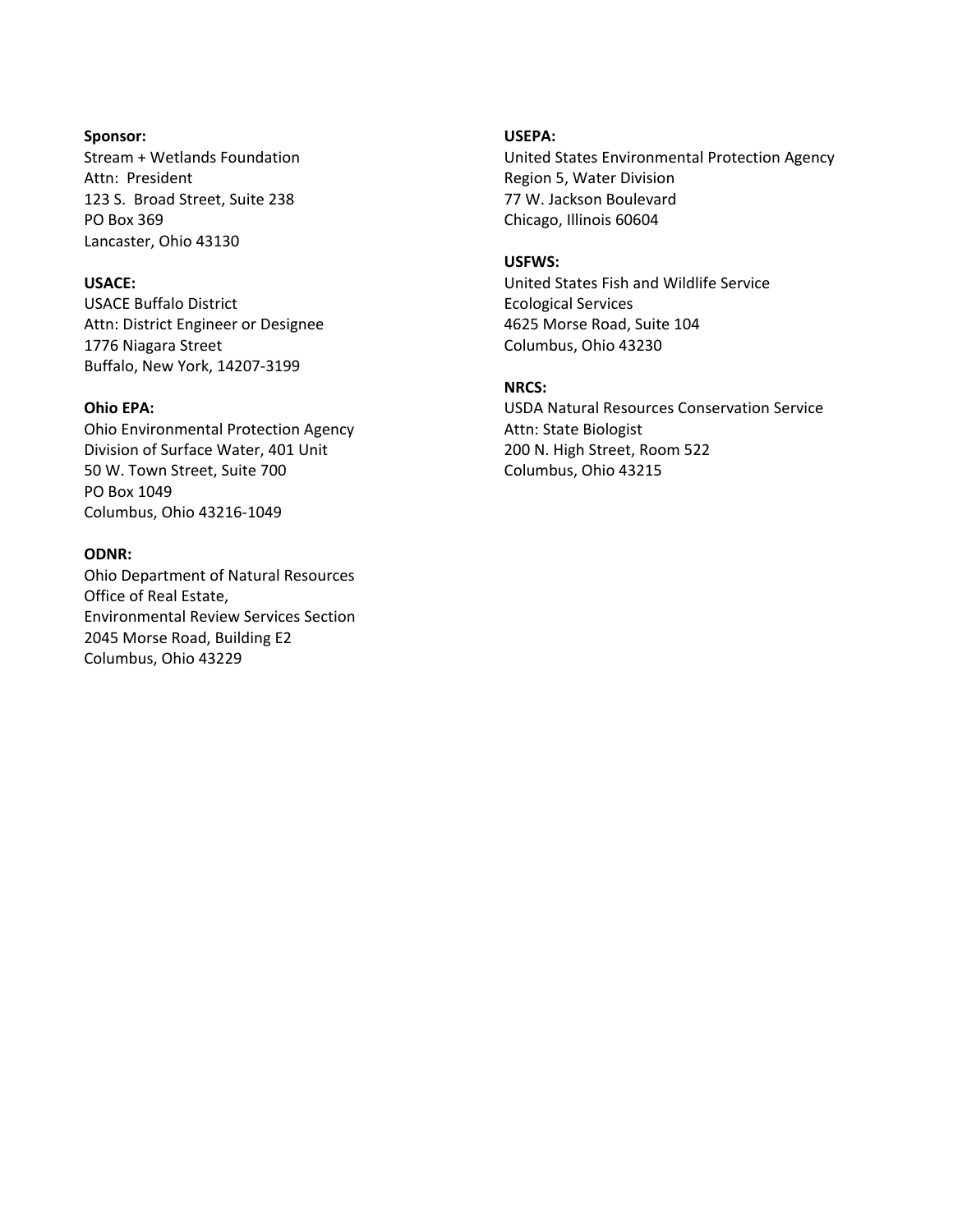**Sponsor:**
Stream + Wetlands Foundation
Attn: President
123 S. Broad Street, Suite 238
PO Box 369
Lancaster, Ohio 43130

**USACE:**
USACE Buffalo District
Attn: District Engineer or Designee
1776 Niagara Street
Buffalo, New York, 14207-3199

**Ohio EPA:**
Ohio Environmental Protection Agency
Division of Surface Water, 401 Unit
50 W. Town Street, Suite 700
PO Box 1049
Columbus, Ohio 43216-1049

**ODNR:**
Ohio Department of Natural Resources
Office of Real Estate,
Environmental Review Services Section
2045 Morse Road, Building E2
Columbus, Ohio 43229

**USEPA:**
United States Environmental Protection Agency
Region 5, Water Division
77 W. Jackson Boulevard
Chicago, Illinois 60604

**USFWS:**
United States Fish and Wildlife Service
Ecological Services
4625 Morse Road, Suite 104
Columbus, Ohio 43230

**NRCS:**
USDA Natural Resources Conservation Service
Attn: State Biologist
200 N. High Street, Room 522
Columbus, Ohio 43215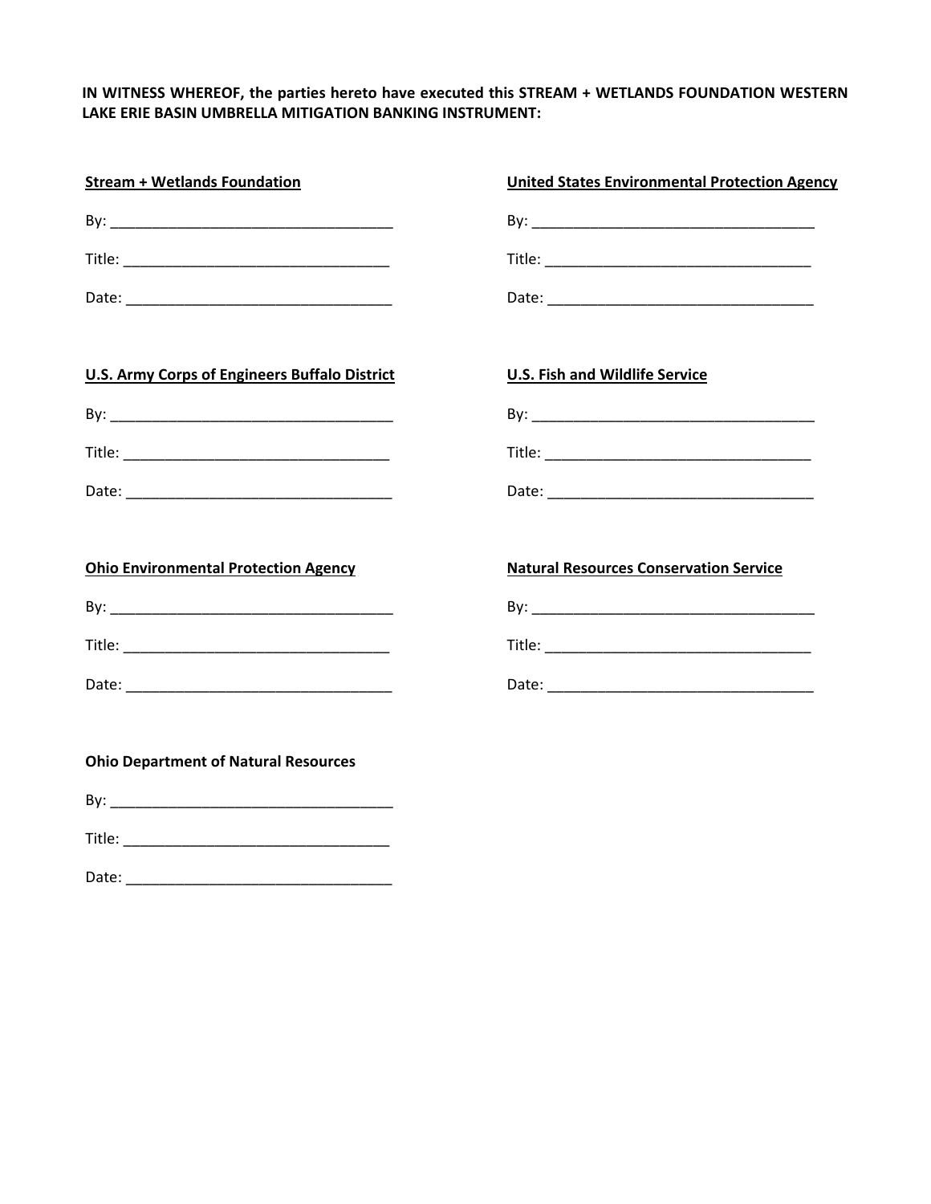**IN WITNESS WHEREOF, the parties hereto have executed this STREAM + WETLANDS FOUNDATION WESTERN LAKE ERIE BASIN UMBRELLA MITIGATION BANKING INSTRUMENT:**

**Stream + Wetlands Foundation**

By: ___________________________________

Title: _________________________________

Date: _________________________________

**United States Environmental Protection Agency**

By: ___________________________________

Title: _________________________________

Date: _________________________________

**U.S. Army Corps of Engineers Buffalo District**

By: ___________________________________

Title: _________________________________

Date: _________________________________

**U.S. Fish and Wildlife Service**

By: ___________________________________

Title: _________________________________

Date: _________________________________

**Ohio Environmental Protection Agency**

By: ___________________________________

Title: _________________________________

Date: _________________________________

**Natural Resources Conservation Service**

By: ___________________________________

Title: _________________________________

Date: _________________________________

**Ohio Department of Natural Resources**

By: ___________________________________

Title: _________________________________

Date: _________________________________